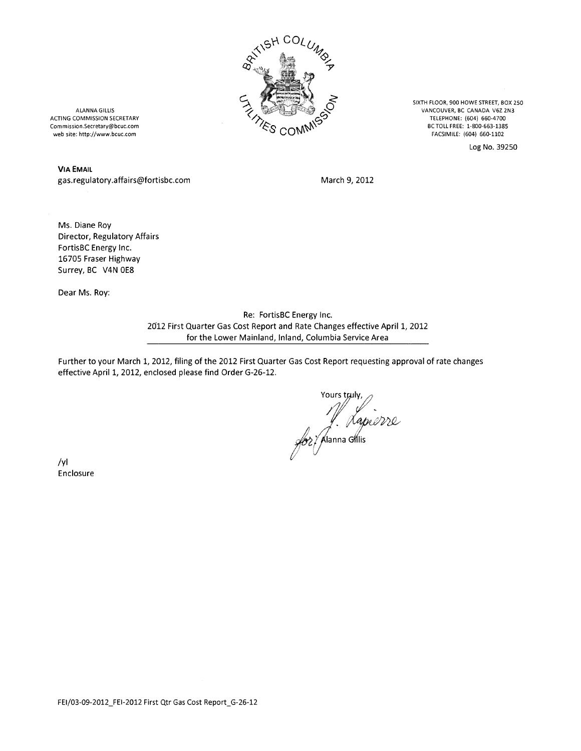ALANNA GILLIS
ACTING COMMISSION SECRETARY
Commission.Secretary@bcuc.com
web site: http://www.bcuc.com

BRITISH COLUMBIA UTILITIES COMMISSION

SIXTH FLOOR, 900 HOWE STREET, BOX 250
VANCOUVER, BC CANADA V6Z 2N3
TELEPHONE: (604) 660-4700
BC TOLL FREE: 1-800-663-1385
FACSIMILE: (604) 660-1102

Log No. 39250

**VIA EMAIL**
gas.regulatory.affairs@fortisbc.com

March 9, 2012

Ms. Diane Roy
Director, Regulatory Affairs
FortisBC Energy Inc.
16705 Fraser Highway
Surrey, BC V4N 0E8

Dear Ms. Roy:

Re: FortisBC Energy Inc.
2012 First Quarter Gas Cost Report and Rate Changes effective April 1, 2012
for the Lower Mainland, Inland, Columbia Service Area

Further to your March 1, 2012, filing of the 2012 First Quarter Gas Cost Report requesting approval of rate changes effective April 1, 2012, enclosed please find Order G-26-12.

Yours truly,

Y. Lapierre
for: Alanna Gillis

/yl
Enclosure

FEI/03-09-2012_FEI-2012 First Qtr Gas Cost Report_G-26-12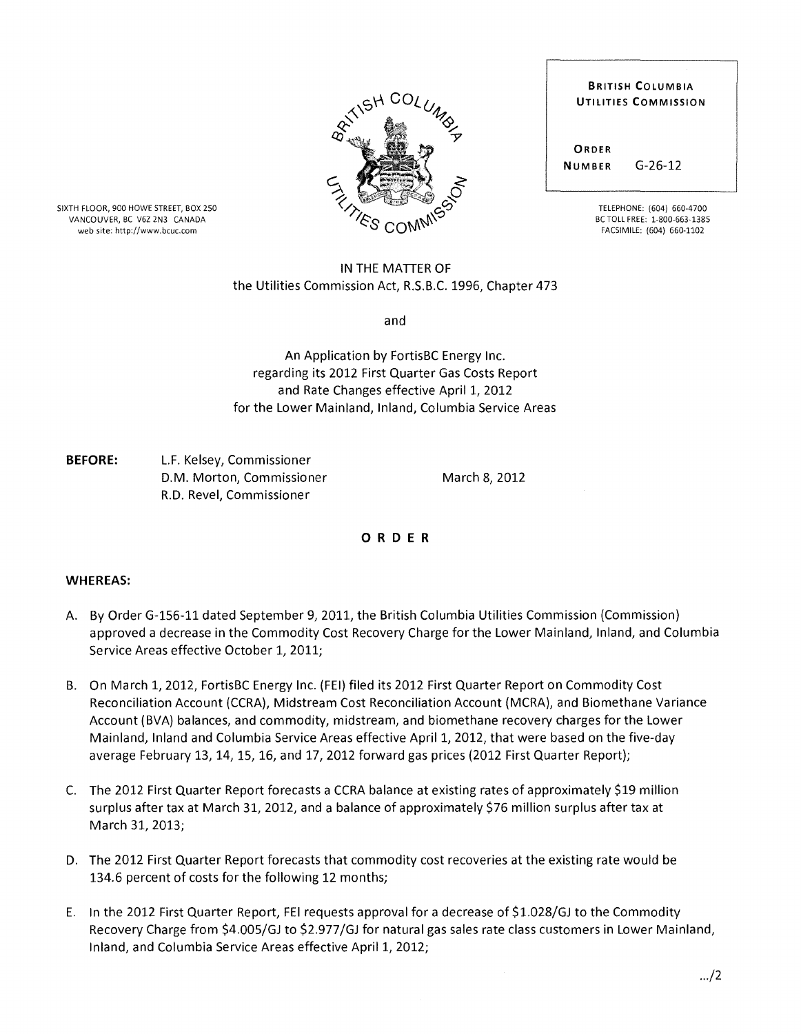BRITISH COLUMBIA UTILITIES COMMISSION

ORDER NUMBER G-26-12

SIXTH FLOOR, 900 HOWE STREET, BOX 250
VANCOUVER, BC V6Z 2N3 CANADA
web site: http://www.bcuc.com

TELEPHONE: (604) 660-4700
BC TOLL FREE: 1-800-663-1385
FACSIMILE: (604) 660-1102

IN THE MATTER OF
the Utilities Commission Act, R.S.B.C. 1996, Chapter 473

and

An Application by FortisBC Energy Inc.
regarding its 2012 First Quarter Gas Costs Report
and Rate Changes effective April 1, 2012
for the Lower Mainland, Inland, Columbia Service Areas

**BEFORE:** L.F. Kelsey, Commissioner
D.M. Morton, Commissioner
R.D. Revel, Commissioner

March 8, 2012

**O R D E R**

**WHEREAS:**

A. By Order G-156-11 dated September 9, 2011, the British Columbia Utilities Commission (Commission) approved a decrease in the Commodity Cost Recovery Charge for the Lower Mainland, Inland, and Columbia Service Areas effective October 1, 2011;

B. On March 1, 2012, FortisBC Energy Inc. (FEI) filed its 2012 First Quarter Report on Commodity Cost Reconciliation Account (CCRA), Midstream Cost Reconciliation Account (MCRA), and Biomethane Variance Account (BVA) balances, and commodity, midstream, and biomethane recovery charges for the Lower Mainland, Inland and Columbia Service Areas effective April 1, 2012, that were based on the five-day average February 13, 14, 15, 16, and 17, 2012 forward gas prices (2012 First Quarter Report);

C. The 2012 First Quarter Report forecasts a CCRA balance at existing rates of approximately $19 million surplus after tax at March 31, 2012, and a balance of approximately $76 million surplus after tax at March 31, 2013;

D. The 2012 First Quarter Report forecasts that commodity cost recoveries at the existing rate would be 134.6 percent of costs for the following 12 months;

E. In the 2012 First Quarter Report, FEI requests approval for a decrease of $1.028/GJ to the Commodity Recovery Charge from $4.005/GJ to $2.977/GJ for natural gas sales rate class customers in Lower Mainland, Inland, and Columbia Service Areas effective April 1, 2012;

.../2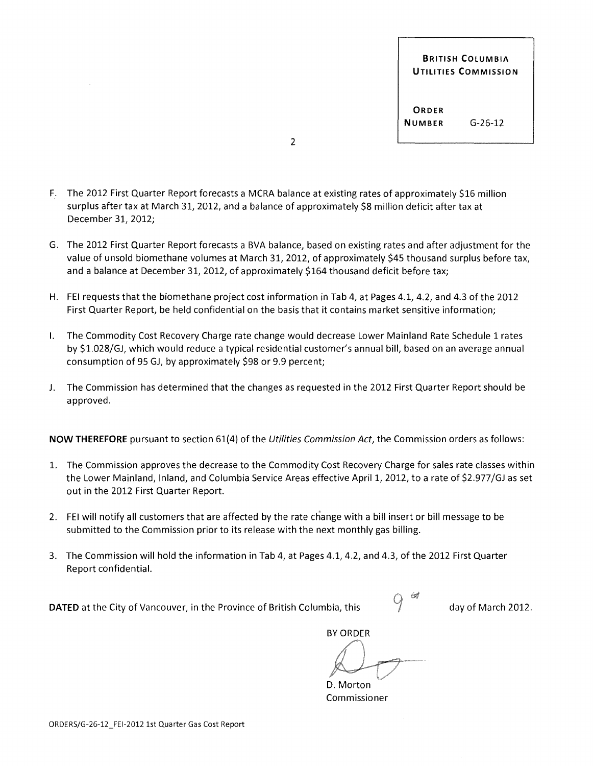**BRITISH COLUMBIA UTILITIES COMMISSION**

**ORDER NUMBER** G-26-12

F. The 2012 First Quarter Report forecasts a MCRA balance at existing rates of approximately $16 million surplus after tax at March 31, 2012, and a balance of approximately $8 million deficit after tax at December 31, 2012;

G. The 2012 First Quarter Report forecasts a BVA balance, based on existing rates and after adjustment for the value of unsold biomethane volumes at March 31, 2012, of approximately $45 thousand surplus before tax, and a balance at December 31, 2012, of approximately $164 thousand deficit before tax;

H. FEI requests that the biomethane project cost information in Tab 4, at Pages 4.1, 4.2, and 4.3 of the 2012 First Quarter Report, be held confidential on the basis that it contains market sensitive information;

I. The Commodity Cost Recovery Charge rate change would decrease Lower Mainland Rate Schedule 1 rates by $1.028/GJ, which would reduce a typical residential customer's annual bill, based on an average annual consumption of 95 GJ, by approximately $98 or 9.9 percent;

J. The Commission has determined that the changes as requested in the 2012 First Quarter Report should be approved.

**NOW THEREFORE** pursuant to section 61(4) of the *Utilities Commission Act*, the Commission orders as follows:

1. The Commission approves the decrease to the Commodity Cost Recovery Charge for sales rate classes within the Lower Mainland, Inland, and Columbia Service Areas effective April 1, 2012, to a rate of $2.977/GJ as set out in the 2012 First Quarter Report.

2. FEI will notify all customers that are affected by the rate change with a bill insert or bill message to be submitted to the Commission prior to its release with the next monthly gas billing.

3. The Commission will hold the information in Tab 4, at Pages 4.1, 4.2, and 4.3, of the 2012 First Quarter Report confidential.

**DATED** at the City of Vancouver, in the Province of British Columbia, this 9th day of March 2012.

BY ORDER

D. Morton
Commissioner

ORDERS/G-26-12_FEI-2012 1st Quarter Gas Cost Report